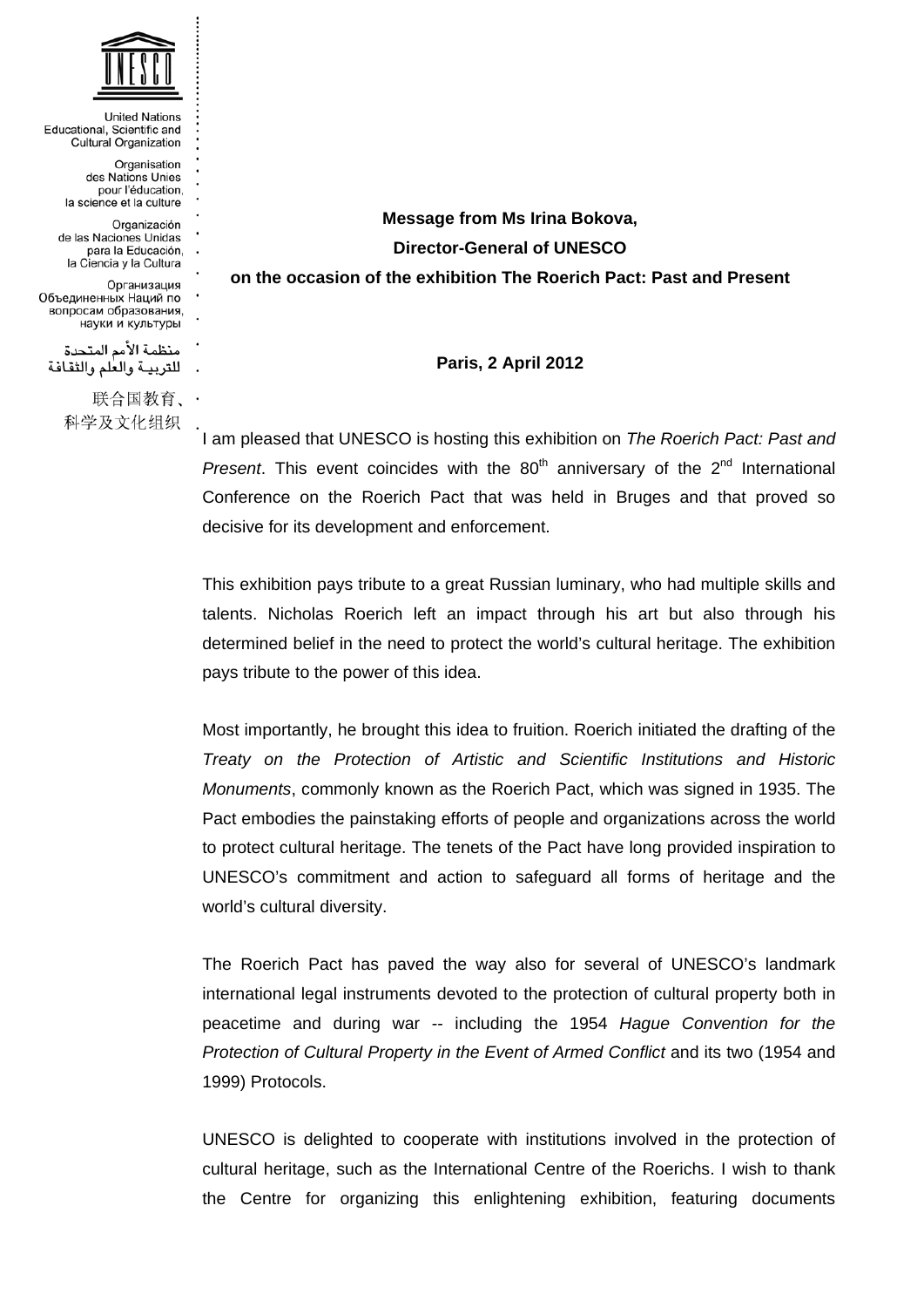United Nations
Educational, Scientific and
Cultural Organization

Organisation
des Nations Unies
pour l'éducation,
la science et la culture

Organización
de las Naciones Unidas
para la Educación,
la Ciencia y la Cultura

Организация
Объединенных Наций по
вопросам образования,
науки и культуры

منظمة الأمم المتحدة
للتربية والعلم والثقافة

联合国教育、
科学及文化组织

**Message from Ms Irina Bokova,**
**Director-General of UNESCO**
**on the occasion of the exhibition The Roerich Pact: Past and Present**

**Paris, 2 April 2012**

I am pleased that UNESCO is hosting this exhibition on *The Roerich Pact: Past and Present*. This event coincides with the 80th anniversary of the 2nd International Conference on the Roerich Pact that was held in Bruges and that proved so decisive for its development and enforcement.

This exhibition pays tribute to a great Russian luminary, who had multiple skills and talents. Nicholas Roerich left an impact through his art but also through his determined belief in the need to protect the world's cultural heritage. The exhibition pays tribute to the power of this idea.

Most importantly, he brought this idea to fruition. Roerich initiated the drafting of the *Treaty on the Protection of Artistic and Scientific Institutions and Historic Monuments*, commonly known as the Roerich Pact, which was signed in 1935. The Pact embodies the painstaking efforts of people and organizations across the world to protect cultural heritage. The tenets of the Pact have long provided inspiration to UNESCO's commitment and action to safeguard all forms of heritage and the world's cultural diversity.

The Roerich Pact has paved the way also for several of UNESCO's landmark international legal instruments devoted to the protection of cultural property both in peacetime and during war -- including the 1954 *Hague Convention for the Protection of Cultural Property in the Event of Armed Conflict* and its two (1954 and 1999) Protocols.

UNESCO is delighted to cooperate with institutions involved in the protection of cultural heritage, such as the International Centre of the Roerichs. I wish to thank the Centre for organizing this enlightening exhibition, featuring documents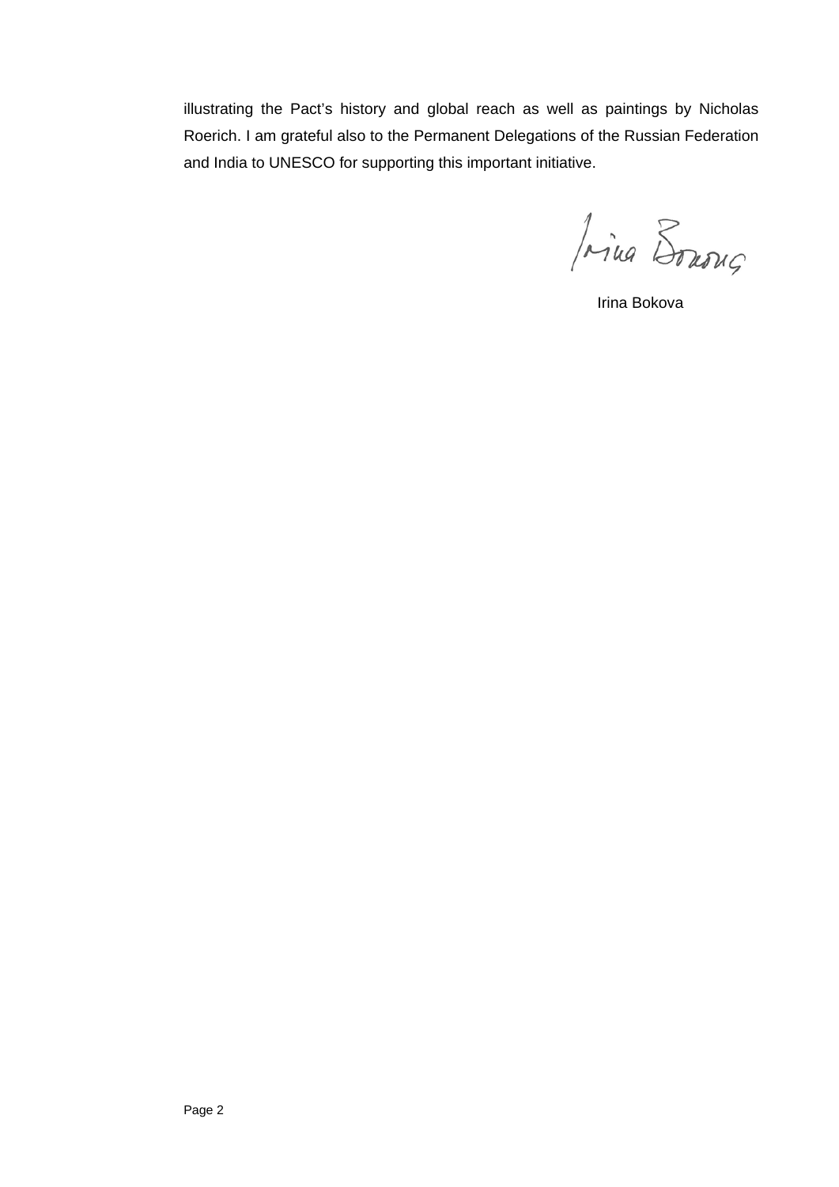illustrating the Pact's history and global reach as well as paintings by Nicholas Roerich. I am grateful also to the Permanent Delegations of the Russian Federation and India to UNESCO for supporting this important initiative.

Irina Bokova